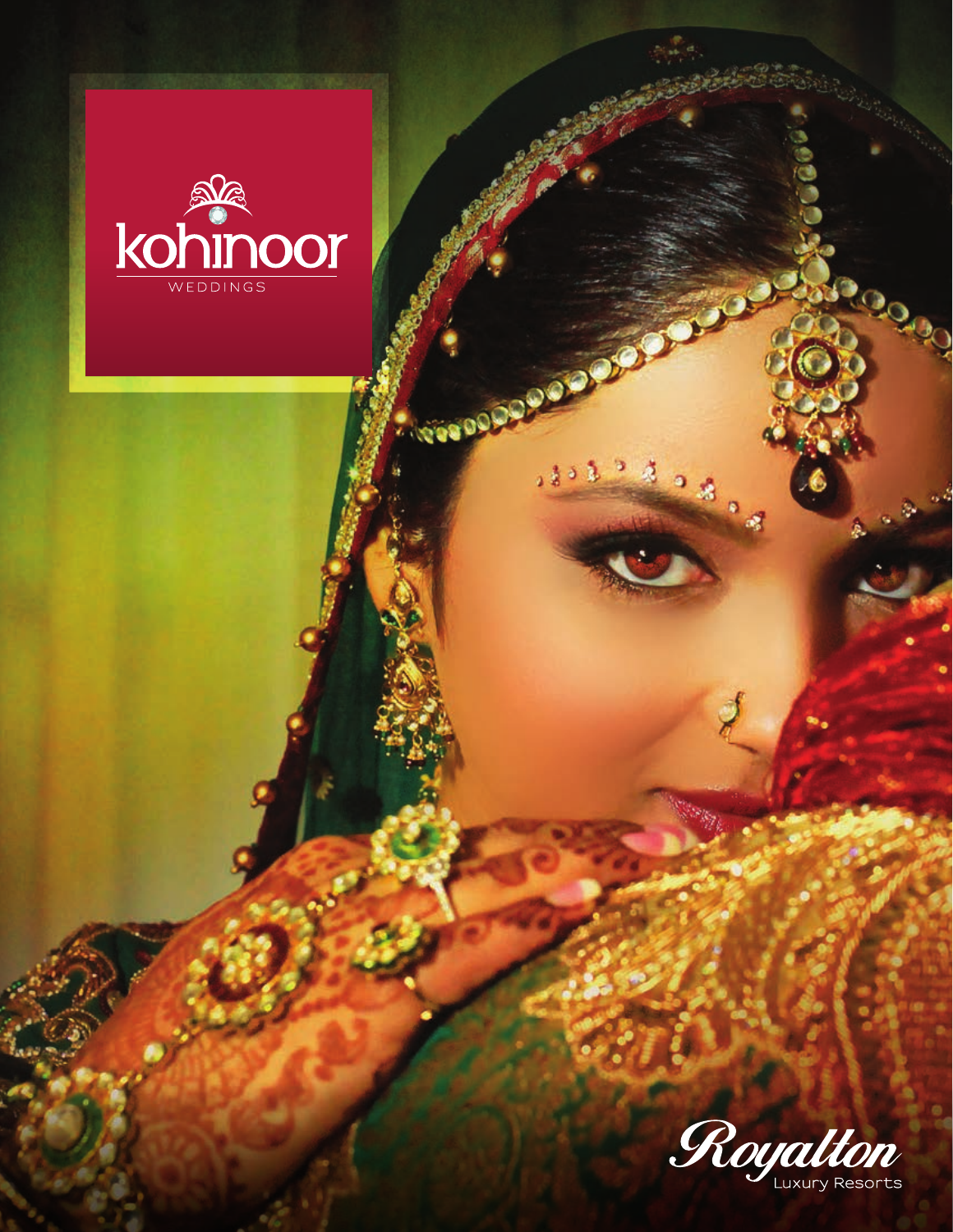# kohinoor

WEDDINGS

Royalton

Luxury Resorts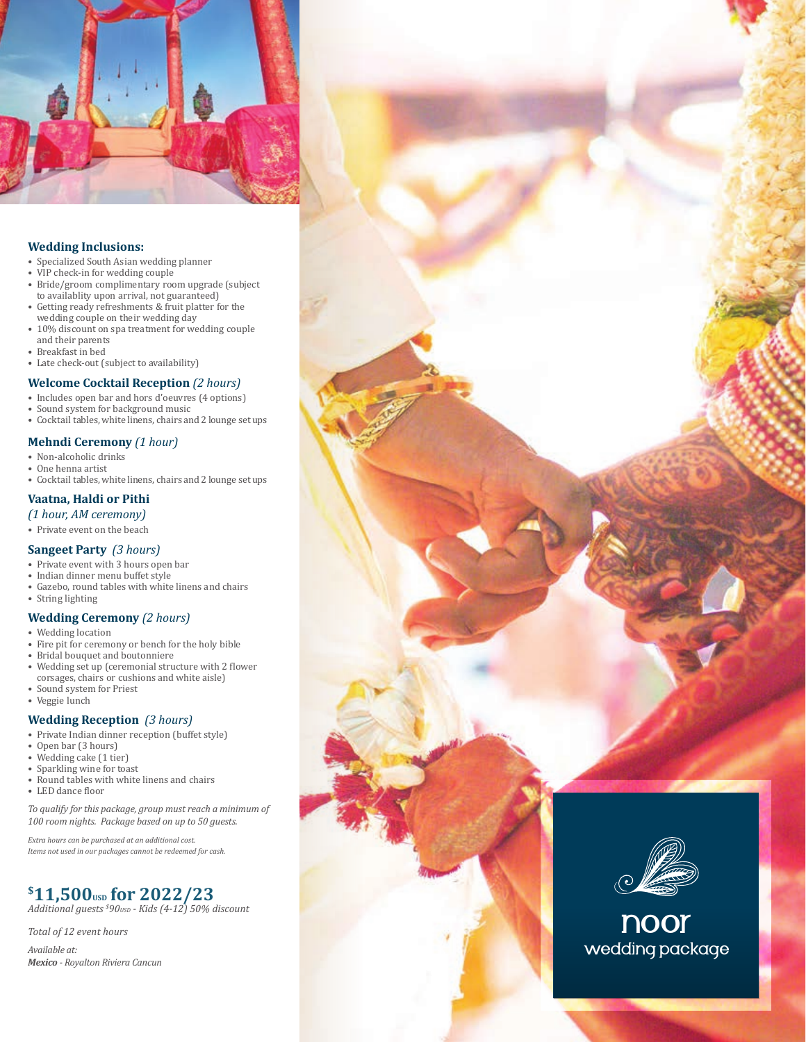## Wedding Inclusions:

- Specialized South Asian wedding planner
- VIP check-in for wedding couple
- Bride/groom complimentary room upgrade (subject to availablity upon arrival, not guaranteed)
- Getting ready refreshments & fruit platter for the wedding couple on their wedding day
- 10% discount on spa treatment for wedding couple and their parents
- Breakfast in bed
- Late check-out (subject to availability)

## Welcome Cocktail Reception *(2 hours)*

- Includes open bar and hors d'oeuvres (4 options)
- Sound system for background music
- Cocktail tables, white linens, chairs and 2 lounge set ups

## Mehndi Ceremony *(1 hour)*

- Non-alcoholic drinks
- One henna artist
- Cocktail tables, white linens, chairs and 2 lounge set ups

## Vaatna, Haldi or Pithi *(1 hour, AM ceremony)*

- Private event on the beach

## Sangeet Party *(3 hours)*

- Private event with 3 hours open bar
- Indian dinner menu buffet style
- Gazebo, round tables with white linens and chairs
- String lighting

## Wedding Ceremony *(2 hours)*

- Wedding location
- Fire pit for ceremony or bench for the holy bible
- Bridal bouquet and boutonniere
- Wedding set up (ceremonial structure with 2 flower corsages, chairs or cushions and white aisle)
- Sound system for Priest
- Veggie lunch

## Wedding Reception *(3 hours)*

- Private Indian dinner reception (buffet style)
- Open bar (3 hours)
- Wedding cake (1 tier)
- Sparkling wine for toast
- Round tables with white linens and chairs
- LED dance floor

*To qualify for this package, group must reach a minimum of 100 room nights. Package based on up to 50 guests.*

*Extra hours can be purchased at an additional cost.*
*Items not used in our packages cannot be redeemed for cash.*

## $11,500USD for 2022/23

*Additional guests $90USD - Kids (4-12) 50% discount*

*Total of 12 event hours*

*Available at:*
***Mexico** - Royalton Riviera Cancun*

# noor
wedding package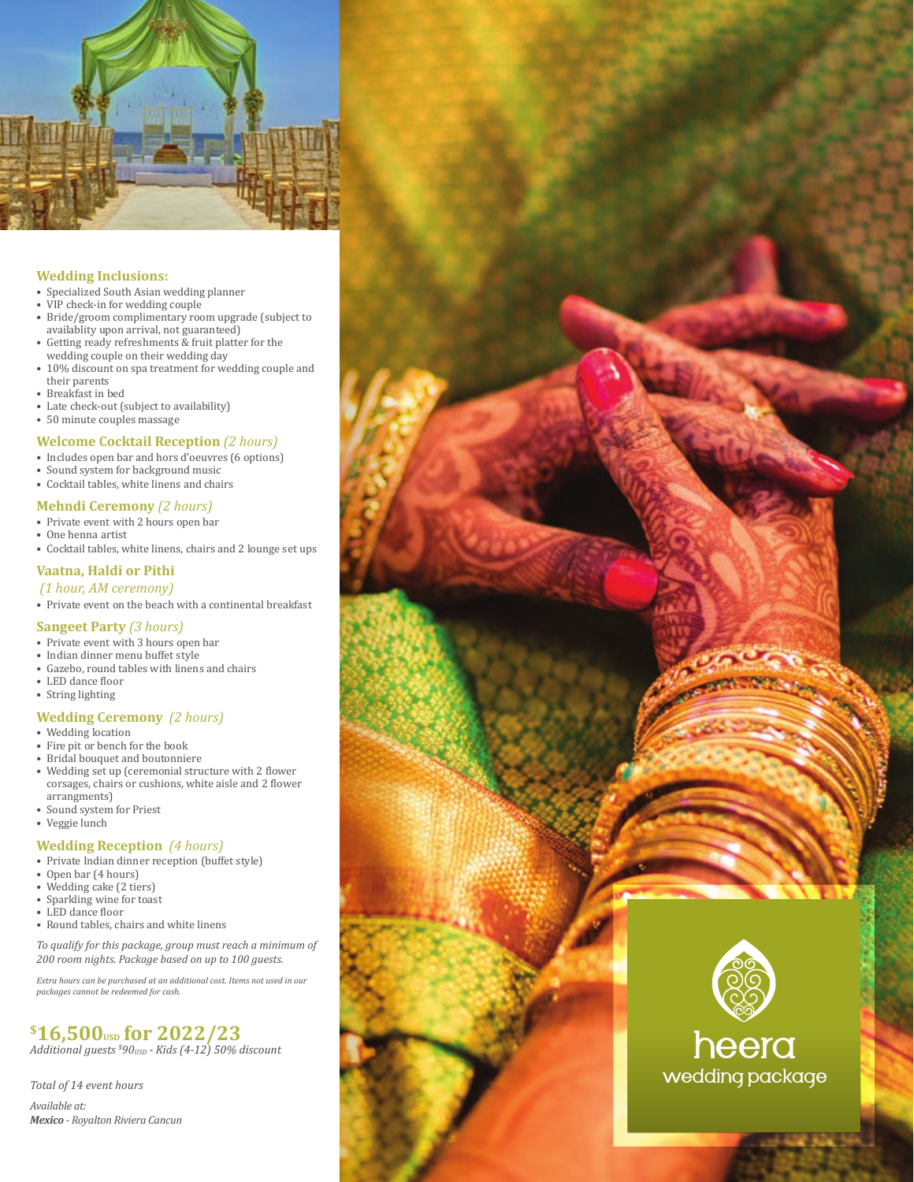## Wedding Inclusions:

- Specialized South Asian wedding planner
- VIP check-in for wedding couple
- Bride/groom complimentary room upgrade (subject to availablity upon arrival, not guaranteed)
- Getting ready refreshments & fruit platter for the wedding couple on their wedding day
- 10% discount on spa treatment for wedding couple and their parents
- Breakfast in bed
- Late check-out (subject to availability)
- 50 minute couples massage

## Welcome Cocktail Reception *(2 hours)*

- Includes open bar and hors d'oeuvres (6 options)
- Sound system for background music
- Cocktail tables, white linens and chairs

## Mehndi Ceremony *(2 hours)*

- Private event with 2 hours open bar
- One henna artist
- Cocktail tables, white linens, chairs and 2 lounge set ups

## Vaatna, Haldi or Pithi

*(1 hour, AM ceremony)*

- Private event on the beach with a continental breakfast

## Sangeet Party *(3 hours)*

- Private event with 3 hours open bar
- Indian dinner menu buffet style
- Gazebo, round tables with linens and chairs
- LED dance floor
- String lighting

## Wedding Ceremony *(2 hours)*

- Wedding location
- Fire pit or bench for the book
- Bridal bouquet and boutonniere
- Wedding set up (ceremonial structure with 2 flower corsages, chairs or cushions, white aisle and 2 flower arrangments)
- Sound system for Priest
- Veggie lunch

## Wedding Reception *(4 hours)*

- Private Indian dinner reception (buffet style)
- Open bar (4 hours)
- Wedding cake (2 tiers)
- Sparkling wine for toast
- LED dance floor
- Round tables, chairs and white linens

*To qualify for this package, group must reach a minimum of 200 room nights. Package based on up to 100 guests.*

*Extra hours can be purchased at an additional cost. Items not used in our packages cannot be redeemed for cash.*

## $16,500 USD for 2022/23

*Additional guests $90 USD - Kids (4-12) 50% discount*

*Total of 14 event hours*

*Available at:*
***Mexico** - Royalton Riviera Cancun*

heera
wedding package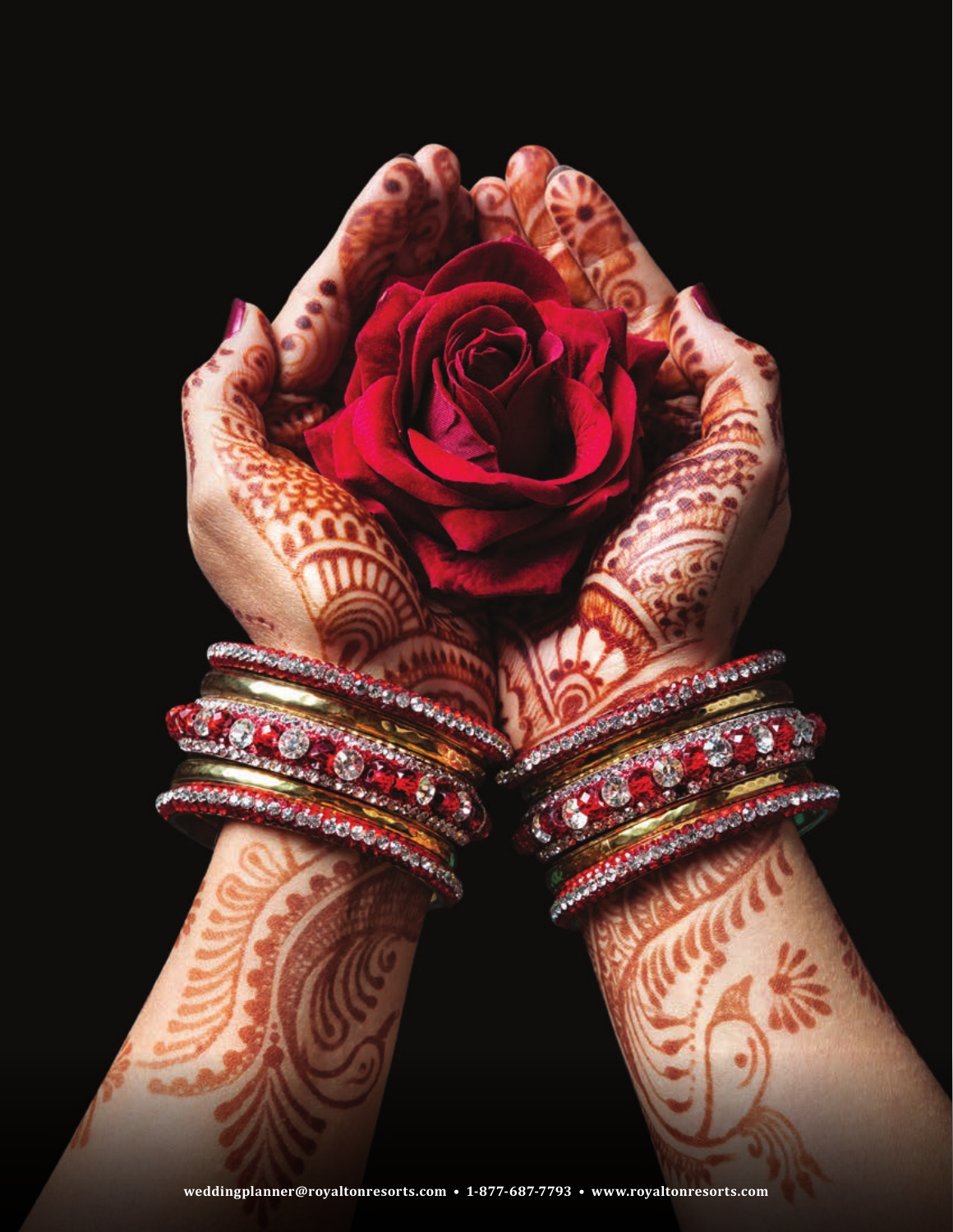**weddingplanner@royaltonresorts.com • 1-877-687-7793 • www.royaltonresorts.com**